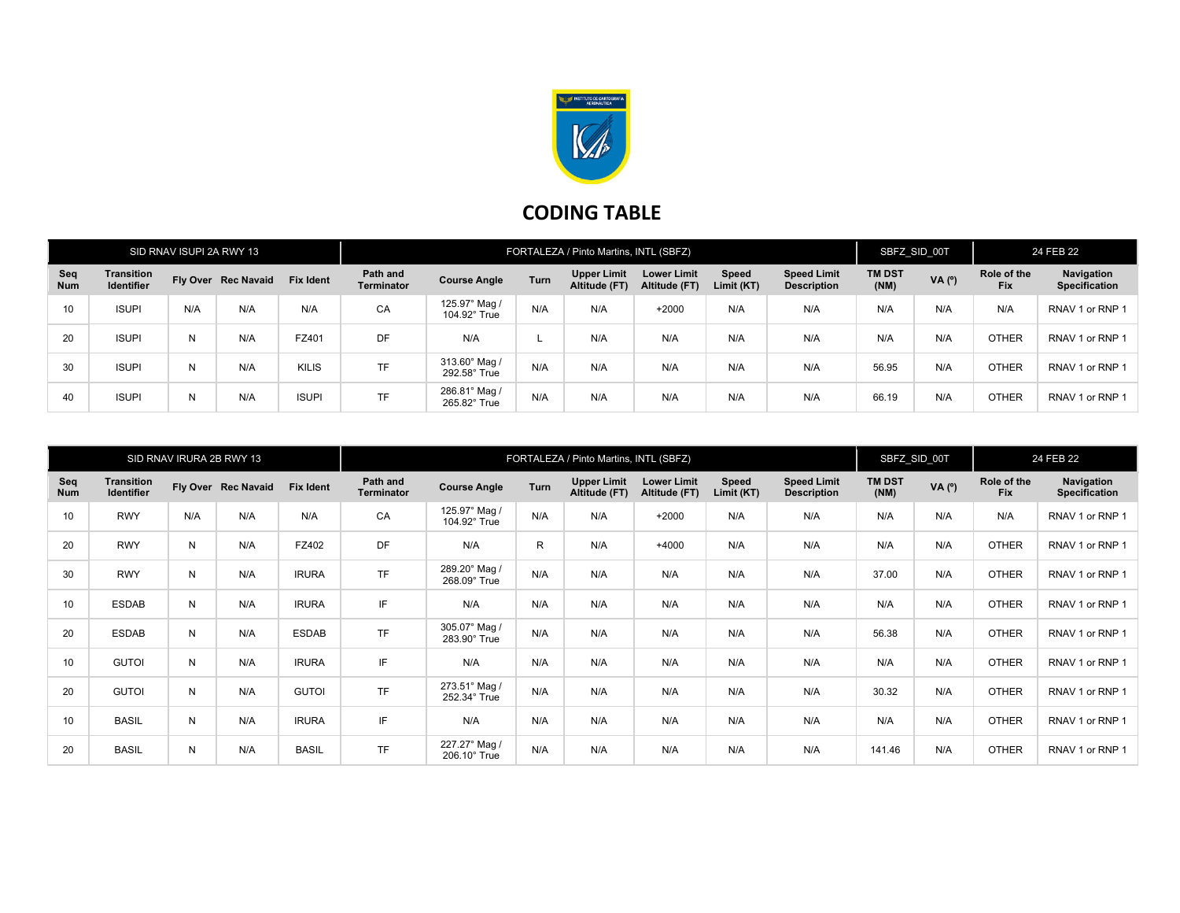# CODING TABLE

| SID RNAV ISUPI 2A RWY 13 | | | | FORTALEZA / Pinto Martins, INTL (SBFZ) | | | | | | | SBFZ_SID_00T | | 24 FEB 22 | |
|---|---|---|---|---|---|---|---|---|---|---|---|---|---|---|
| **Seq Num** | **Transition Identifier** | **Fly Over** | **Rec Navaid** | **Fix Ident** | **Path and Terminator** | **Course Angle** | **Turn** | **Upper Limit Altitude (FT)** | **Lower Limit Altitude (FT)** | **Speed Limit (KT)** | **Speed Limit Description** | **TM DST (NM)** | **VA (º)** | **Role of the Fix** | **Navigation Specification** |
| 10 | ISUPI | N/A | N/A | N/A | CA | 125.97° Mag / 104.92° True | N/A | N/A | +2000 | N/A | N/A | N/A | N/A | N/A | RNAV 1 or RNP 1 |
| 20 | ISUPI | N | N/A | FZ401 | DF | N/A | L | N/A | N/A | N/A | N/A | N/A | N/A | OTHER | RNAV 1 or RNP 1 |
| 30 | ISUPI | N | N/A | KILIS | TF | 313.60° Mag / 292.58° True | N/A | N/A | N/A | N/A | N/A | 56.95 | N/A | OTHER | RNAV 1 or RNP 1 |
| 40 | ISUPI | N | N/A | ISUPI | TF | 286.81° Mag / 265.82° True | N/A | N/A | N/A | N/A | N/A | 66.19 | N/A | OTHER | RNAV 1 or RNP 1 |

| SID RNAV IRURA 2B RWY 13 | | | | FORTALEZA / Pinto Martins, INTL (SBFZ) | | | | | | | SBFZ_SID_00T | | 24 FEB 22 | |
|---|---|---|---|---|---|---|---|---|---|---|---|---|---|---|
| **Seq Num** | **Transition Identifier** | **Fly Over** | **Rec Navaid** | **Fix Ident** | **Path and Terminator** | **Course Angle** | **Turn** | **Upper Limit Altitude (FT)** | **Lower Limit Altitude (FT)** | **Speed Limit (KT)** | **Speed Limit Description** | **TM DST (NM)** | **VA (º)** | **Role of the Fix** | **Navigation Specification** |
| 10 | RWY | N/A | N/A | N/A | CA | 125.97° Mag / 104.92° True | N/A | N/A | +2000 | N/A | N/A | N/A | N/A | N/A | RNAV 1 or RNP 1 |
| 20 | RWY | N | N/A | FZ402 | DF | N/A | R | N/A | +4000 | N/A | N/A | N/A | N/A | OTHER | RNAV 1 or RNP 1 |
| 30 | RWY | N | N/A | IRURA | TF | 289.20° Mag / 268.09° True | N/A | N/A | N/A | N/A | N/A | 37.00 | N/A | OTHER | RNAV 1 or RNP 1 |
| 10 | ESDAB | N | N/A | IRURA | IF | N/A | N/A | N/A | N/A | N/A | N/A | N/A | N/A | OTHER | RNAV 1 or RNP 1 |
| 20 | ESDAB | N | N/A | ESDAB | TF | 305.07° Mag / 283.90° True | N/A | N/A | N/A | N/A | N/A | 56.38 | N/A | OTHER | RNAV 1 or RNP 1 |
| 10 | GUTOI | N | N/A | IRURA | IF | N/A | N/A | N/A | N/A | N/A | N/A | N/A | N/A | OTHER | RNAV 1 or RNP 1 |
| 20 | GUTOI | N | N/A | GUTOI | TF | 273.51° Mag / 252.34° True | N/A | N/A | N/A | N/A | N/A | 30.32 | N/A | OTHER | RNAV 1 or RNP 1 |
| 10 | BASIL | N | N/A | IRURA | IF | N/A | N/A | N/A | N/A | N/A | N/A | N/A | N/A | OTHER | RNAV 1 or RNP 1 |
| 20 | BASIL | N | N/A | BASIL | TF | 227.27° Mag / 206.10° True | N/A | N/A | N/A | N/A | N/A | 141.46 | N/A | OTHER | RNAV 1 or RNP 1 |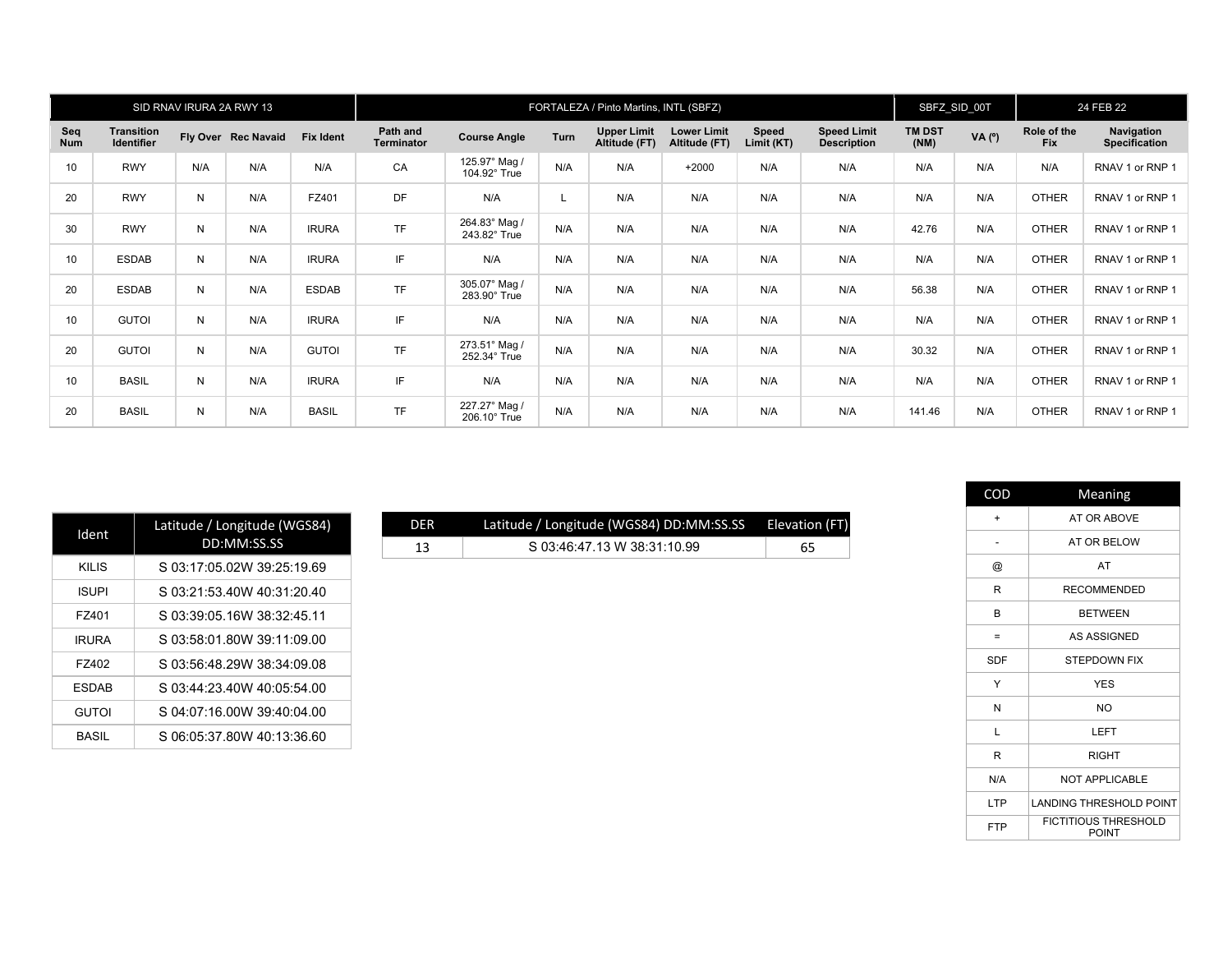| SID RNAV IRURA 2A RWY 13 | | | | | FORTALEZA / Pinto Martins, INTL (SBFZ) | | | | | | | SBFZ_SID_00T | | 24 FEB 22 | |
|---|---|---|---|---|---|---|---|---|---|---|---|---|---|---|---|
| Seq Num | Transition Identifier | Fly Over | Rec Navaid | Fix Ident | Path and Terminator | Course Angle | Turn | Upper Limit Altitude (FT) | Lower Limit Altitude (FT) | Speed Limit (KT) | Speed Limit Description | TM DST (NM) | VA (º) | Role of the Fix | Navigation Specification |
| 10 | RWY | N/A | N/A | N/A | CA | 125.97° Mag / 104.92° True | N/A | N/A | +2000 | N/A | N/A | N/A | N/A | N/A | RNAV 1 or RNP 1 |
| 20 | RWY | N | N/A | FZ401 | DF | N/A | L | N/A | N/A | N/A | N/A | N/A | N/A | OTHER | RNAV 1 or RNP 1 |
| 30 | RWY | N | N/A | IRURA | TF | 264.83° Mag / 243.82° True | N/A | N/A | N/A | N/A | N/A | 42.76 | N/A | OTHER | RNAV 1 or RNP 1 |
| 10 | ESDAB | N | N/A | IRURA | IF | N/A | N/A | N/A | N/A | N/A | N/A | N/A | N/A | OTHER | RNAV 1 or RNP 1 |
| 20 | ESDAB | N | N/A | ESDAB | TF | 305.07° Mag / 283.90° True | N/A | N/A | N/A | N/A | N/A | 56.38 | N/A | OTHER | RNAV 1 or RNP 1 |
| 10 | GUTOI | N | N/A | IRURA | IF | N/A | N/A | N/A | N/A | N/A | N/A | N/A | N/A | OTHER | RNAV 1 or RNP 1 |
| 20 | GUTOI | N | N/A | GUTOI | TF | 273.51° Mag / 252.34° True | N/A | N/A | N/A | N/A | N/A | 30.32 | N/A | OTHER | RNAV 1 or RNP 1 |
| 10 | BASIL | N | N/A | IRURA | IF | N/A | N/A | N/A | N/A | N/A | N/A | N/A | N/A | OTHER | RNAV 1 or RNP 1 |
| 20 | BASIL | N | N/A | BASIL | TF | 227.27° Mag / 206.10° True | N/A | N/A | N/A | N/A | N/A | 141.46 | N/A | OTHER | RNAV 1 or RNP 1 |

| Ident | Latitude / Longitude (WGS84) DD:MM:SS.SS |
|---|---|
| KILIS | S 03:17:05.02W 39:25:19.69 |
| ISUPI | S 03:21:53.40W 40:31:20.40 |
| FZ401 | S 03:39:05.16W 38:32:45.11 |
| IRURA | S 03:58:01.80W 39:11:09.00 |
| FZ402 | S 03:56:48.29W 38:34:09.08 |
| ESDAB | S 03:44:23.40W 40:05:54.00 |
| GUTOI | S 04:07:16.00W 39:40:04.00 |
| BASIL | S 06:05:37.80W 40:13:36.60 |

| DER | Latitude / Longitude (WGS84) DD:MM:SS.SS | Elevation (FT) |
|---|---|---|
| 13 | S 03:46:47.13 W 38:31:10.99 | 65 |

| COD | Meaning |
|---|---|
| + | AT OR ABOVE |
| - | AT OR BELOW |
| @ | AT |
| R | RECOMMENDED |
| B | BETWEEN |
| = | AS ASSIGNED |
| SDF | STEPDOWN FIX |
| Y | YES |
| N | NO |
| L | LEFT |
| R | RIGHT |
| N/A | NOT APPLICABLE |
| LTP | LANDING THRESHOLD POINT |
| FTP | FICTITIOUS THRESHOLD POINT |